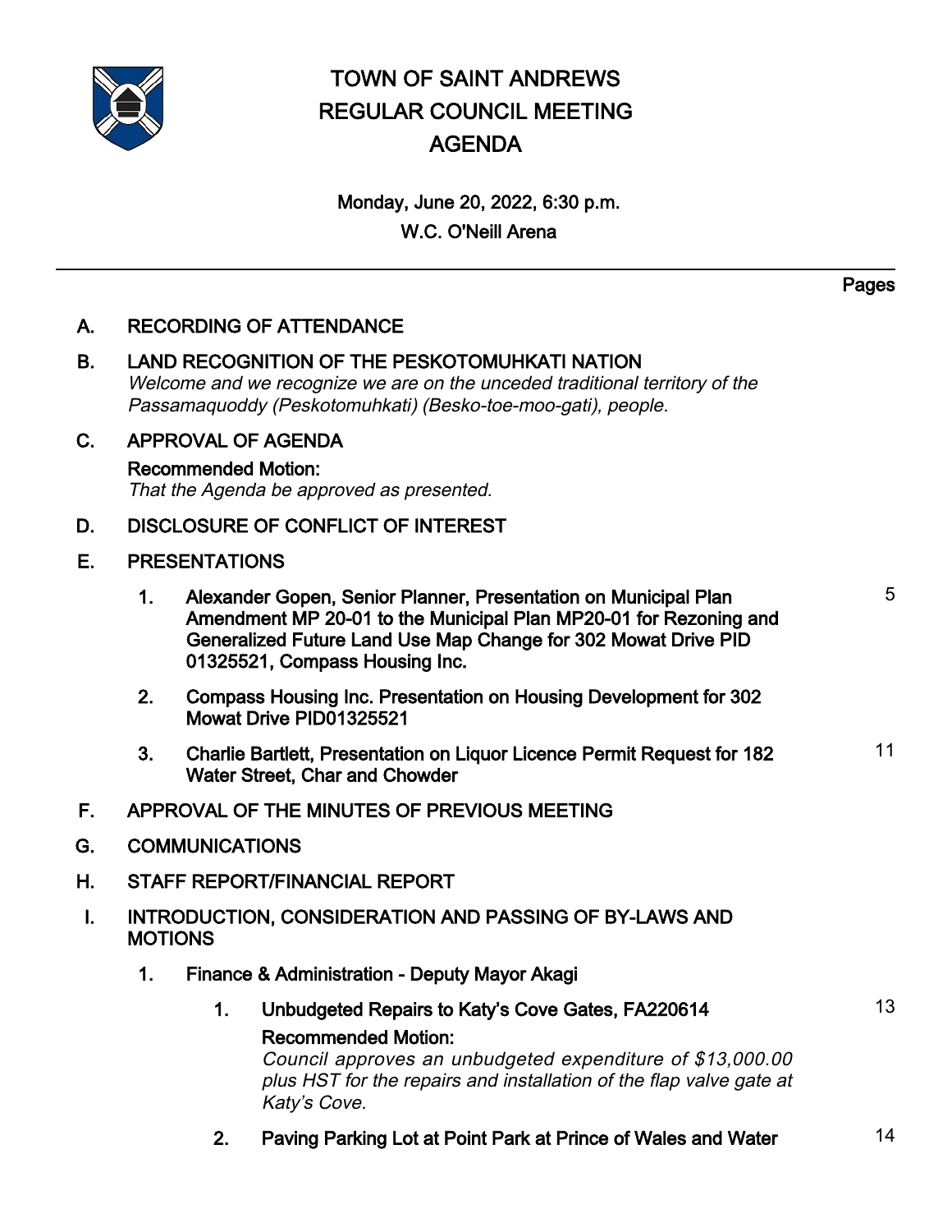# TOWN OF SAINT ANDREWS
# REGULAR COUNCIL MEETING
# AGENDA

**Monday, June 20, 2022, 6:30 p.m.**
**W.C. O'Neill Arena**

---

**Pages**

**A. RECORDING OF ATTENDANCE**

**B. LAND RECOGNITION OF THE PESKOTOMUHKATI NATION**

*Welcome and we recognize we are on the unceded traditional territory of the Passamaquoddy (Peskotomuhkati) (Besko-toe-moo-gati), people.*

**C. APPROVAL OF AGENDA**

**Recommended Motion:**
*That the Agenda be approved as presented.*

**D. DISCLOSURE OF CONFLICT OF INTEREST**

**E. PRESENTATIONS**

1. **Alexander Gopen, Senior Planner, Presentation on Municipal Plan Amendment MP 20-01 to the Municipal Plan MP20-01 for Rezoning and Generalized Future Land Use Map Change for 302 Mowat Drive PID 01325521, Compass Housing Inc.** — 5

2. **Compass Housing Inc. Presentation on Housing Development for 302 Mowat Drive PID01325521**

3. **Charlie Bartlett, Presentation on Liquor Licence Permit Request for 182 Water Street, Char and Chowder** — 11

**F. APPROVAL OF THE MINUTES OF PREVIOUS MEETING**

**G. COMMUNICATIONS**

**H. STAFF REPORT/FINANCIAL REPORT**

**I. INTRODUCTION, CONSIDERATION AND PASSING OF BY-LAWS AND MOTIONS**

1. **Finance & Administration - Deputy Mayor Akagi**

   1. **Unbudgeted Repairs to Katy's Cove Gates, FA220614** — 13

      **Recommended Motion:**
      *Council approves an unbudgeted expenditure of $13,000.00 plus HST for the repairs and installation of the flap valve gate at Katy's Cove.*

   2. **Paving Parking Lot at Point Park at Prince of Wales and Water** — 14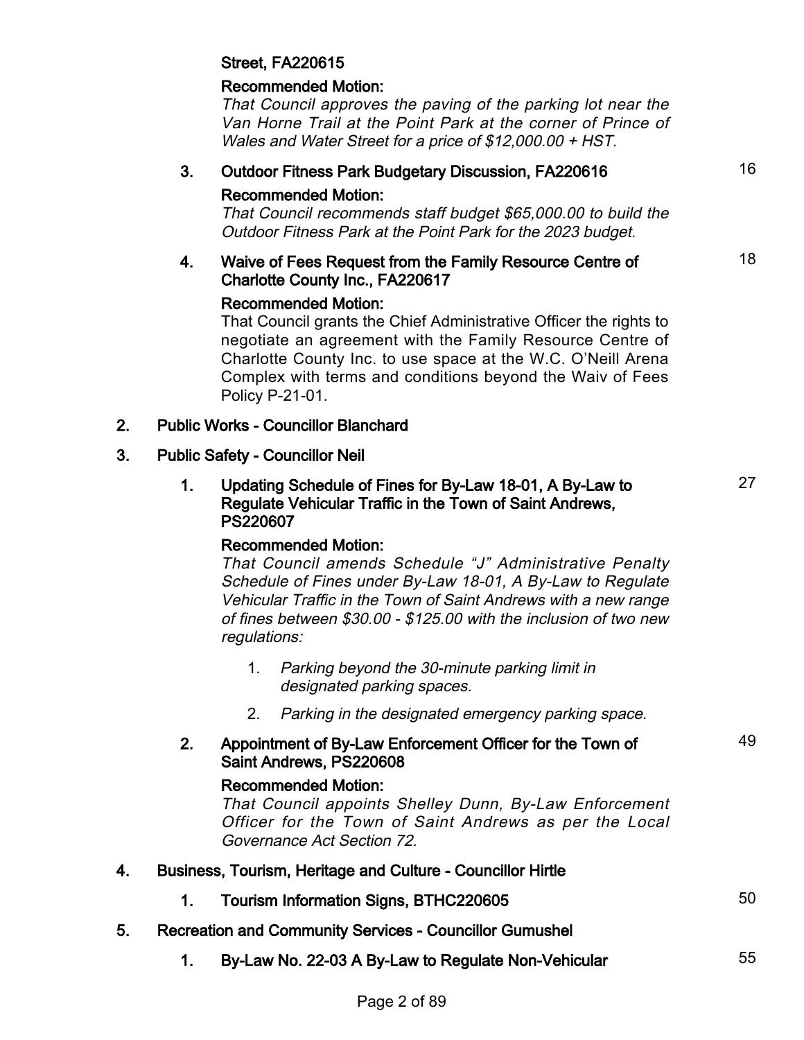**Street, FA220615**

**Recommended Motion:**

*That Council approves the paving of the parking lot near the Van Horne Trail at the Point Park at the corner of Prince of Wales and Water Street for a price of $12,000.00 + HST.*

3. **Outdoor Fitness Park Budgetary Discussion, FA220616** — 16

   **Recommended Motion:**

   *That Council recommends staff budget $65,000.00 to build the Outdoor Fitness Park at the Point Park for the 2023 budget.*

4. **Waive of Fees Request from the Family Resource Centre of Charlotte County Inc., FA220617** — 18

   **Recommended Motion:**

   That Council grants the Chief Administrative Officer the rights to negotiate an agreement with the Family Resource Centre of Charlotte County Inc. to use space at the W.C. O'Neill Arena Complex with terms and conditions beyond the Waiv of Fees Policy P-21-01.

2. **Public Works - Councillor Blanchard**

3. **Public Safety - Councillor Neil**

   1. **Updating Schedule of Fines for By-Law 18-01, A By-Law to Regulate Vehicular Traffic in the Town of Saint Andrews, PS220607** — 27

      **Recommended Motion:**

      *That Council amends Schedule "J" Administrative Penalty Schedule of Fines under By-Law 18-01, A By-Law to Regulate Vehicular Traffic in the Town of Saint Andrews with a new range of fines between $30.00 - $125.00 with the inclusion of two new regulations:*

      1. *Parking beyond the 30-minute parking limit in designated parking spaces.*
      2. *Parking in the designated emergency parking space.*

   2. **Appointment of By-Law Enforcement Officer for the Town of Saint Andrews, PS220608** — 49

      **Recommended Motion:**

      *That Council appoints Shelley Dunn, By-Law Enforcement Officer for the Town of Saint Andrews as per the Local Governance Act Section 72.*

4. **Business, Tourism, Heritage and Culture - Councillor Hirtle**

   1. **Tourism Information Signs, BTHC220605** — 50

5. **Recreation and Community Services - Councillor Gumushel**

   1. **By-Law No. 22-03 A By-Law to Regulate Non-Vehicular** — 55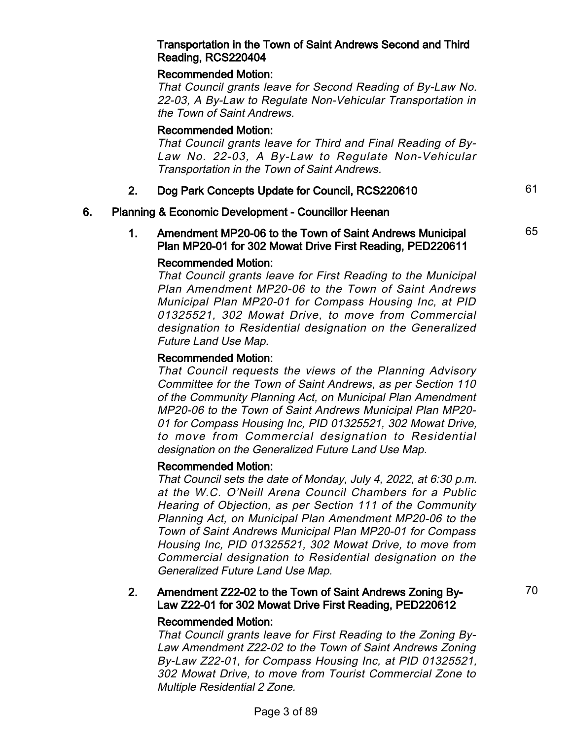**Transportation in the Town of Saint Andrews Second and Third Reading, RCS220404**

**Recommended Motion:**

*That Council grants leave for Second Reading of By-Law No. 22-03, A By-Law to Regulate Non-Vehicular Transportation in the Town of Saint Andrews.*

**Recommended Motion:**

*That Council grants leave for Third and Final Reading of By-Law No. 22-03, A By-Law to Regulate Non-Vehicular Transportation in the Town of Saint Andrews.*

2. **Dog Park Concepts Update for Council, RCS220610** — 61

## 6. Planning & Economic Development - Councillor Heenan

1. **Amendment MP20-06 to the Town of Saint Andrews Municipal Plan MP20-01 for 302 Mowat Drive First Reading, PED220611** — 65

**Recommended Motion:**

*That Council grants leave for First Reading to the Municipal Plan Amendment MP20-06 to the Town of Saint Andrews Municipal Plan MP20-01 for Compass Housing Inc, at PID 01325521, 302 Mowat Drive, to move from Commercial designation to Residential designation on the Generalized Future Land Use Map.*

**Recommended Motion:**

*That Council requests the views of the Planning Advisory Committee for the Town of Saint Andrews, as per Section 110 of the Community Planning Act, on Municipal Plan Amendment MP20-06 to the Town of Saint Andrews Municipal Plan MP20-01 for Compass Housing Inc, PID 01325521, 302 Mowat Drive, to move from Commercial designation to Residential designation on the Generalized Future Land Use Map.*

**Recommended Motion:**

*That Council sets the date of Monday, July 4, 2022, at 6:30 p.m. at the W.C. O'Neill Arena Council Chambers for a Public Hearing of Objection, as per Section 111 of the Community Planning Act, on Municipal Plan Amendment MP20-06 to the Town of Saint Andrews Municipal Plan MP20-01 for Compass Housing Inc, PID 01325521, 302 Mowat Drive, to move from Commercial designation to Residential designation on the Generalized Future Land Use Map.*

2. **Amendment Z22-02 to the Town of Saint Andrews Zoning By-Law Z22-01 for 302 Mowat Drive First Reading, PED220612** — 70

**Recommended Motion:**

*That Council grants leave for First Reading to the Zoning By-Law Amendment Z22-02 to the Town of Saint Andrews Zoning By-Law Z22-01, for Compass Housing Inc, at PID 01325521, 302 Mowat Drive, to move from Tourist Commercial Zone to Multiple Residential 2 Zone.*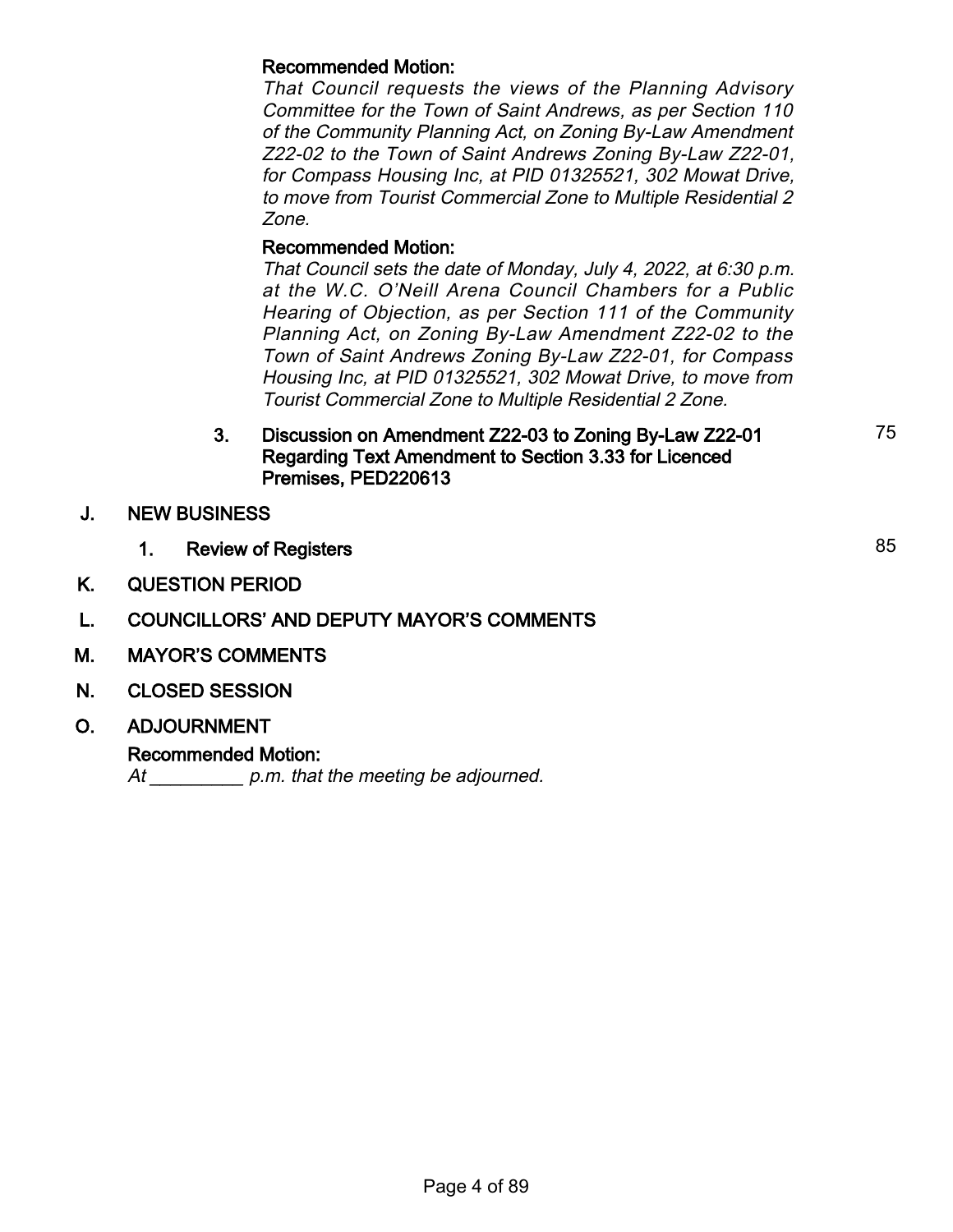**Recommended Motion:**

*That Council requests the views of the Planning Advisory Committee for the Town of Saint Andrews, as per Section 110 of the Community Planning Act, on Zoning By-Law Amendment Z22-02 to the Town of Saint Andrews Zoning By-Law Z22-01, for Compass Housing Inc, at PID 01325521, 302 Mowat Drive, to move from Tourist Commercial Zone to Multiple Residential 2 Zone.*

**Recommended Motion:**

*That Council sets the date of Monday, July 4, 2022, at 6:30 p.m. at the W.C. O'Neill Arena Council Chambers for a Public Hearing of Objection, as per Section 111 of the Community Planning Act, on Zoning By-Law Amendment Z22-02 to the Town of Saint Andrews Zoning By-Law Z22-01, for Compass Housing Inc, at PID 01325521, 302 Mowat Drive, to move from Tourist Commercial Zone to Multiple Residential 2 Zone.*

3. **Discussion on Amendment Z22-03 to Zoning By-Law Z22-01 Regarding Text Amendment to Section 3.33 for Licenced Premises, PED220613** 75

## J. NEW BUSINESS

1. **Review of Registers** 85

## K. QUESTION PERIOD

## L. COUNCILLORS' AND DEPUTY MAYOR'S COMMENTS

## M. MAYOR'S COMMENTS

## N. CLOSED SESSION

## O. ADJOURNMENT

**Recommended Motion:**

*At _________ p.m. that the meeting be adjourned.*